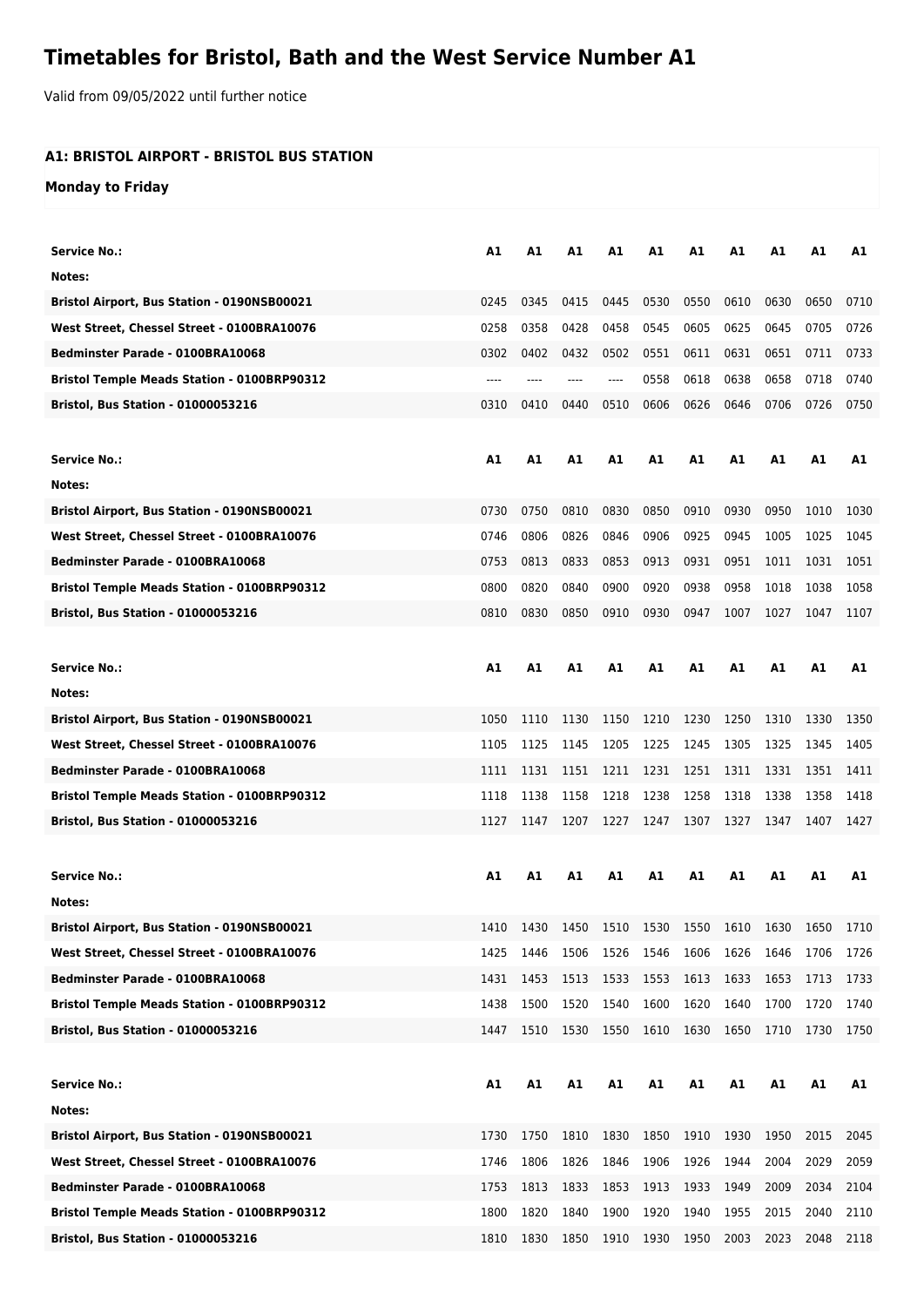# Timetables for Bristol, Bath and the West Service Number A1

Valid from 09/05/2022 until further notice

## A1: BRISTOL AIRPORT - BRISTOL BUS STATION

### Monday to Friday

| Service No.: | A1 | A1 | A1 | A1 | A1 | A1 | A1 | A1 | A1 | A1 |
|---|---|---|---|---|---|---|---|---|---|---|
| Notes: | | | | | | | | | | |
| Bristol Airport, Bus Station - 0190NSB00021 | 0245 | 0345 | 0415 | 0445 | 0530 | 0550 | 0610 | 0630 | 0650 | 0710 |
| West Street, Chessel Street - 0100BRA10076 | 0258 | 0358 | 0428 | 0458 | 0545 | 0605 | 0625 | 0645 | 0705 | 0726 |
| Bedminster Parade - 0100BRA10068 | 0302 | 0402 | 0432 | 0502 | 0551 | 0611 | 0631 | 0651 | 0711 | 0733 |
| Bristol Temple Meads Station - 0100BRP90312 | ---- | ---- | ---- | ---- | 0558 | 0618 | 0638 | 0658 | 0718 | 0740 |
| Bristol, Bus Station - 01000053216 | 0310 | 0410 | 0440 | 0510 | 0606 | 0626 | 0646 | 0706 | 0726 | 0750 |

| Service No.: | A1 | A1 | A1 | A1 | A1 | A1 | A1 | A1 | A1 | A1 |
|---|---|---|---|---|---|---|---|---|---|---|
| Notes: | | | | | | | | | | |
| Bristol Airport, Bus Station - 0190NSB00021 | 0730 | 0750 | 0810 | 0830 | 0850 | 0910 | 0930 | 0950 | 1010 | 1030 |
| West Street, Chessel Street - 0100BRA10076 | 0746 | 0806 | 0826 | 0846 | 0906 | 0925 | 0945 | 1005 | 1025 | 1045 |
| Bedminster Parade - 0100BRA10068 | 0753 | 0813 | 0833 | 0853 | 0913 | 0931 | 0951 | 1011 | 1031 | 1051 |
| Bristol Temple Meads Station - 0100BRP90312 | 0800 | 0820 | 0840 | 0900 | 0920 | 0938 | 0958 | 1018 | 1038 | 1058 |
| Bristol, Bus Station - 01000053216 | 0810 | 0830 | 0850 | 0910 | 0930 | 0947 | 1007 | 1027 | 1047 | 1107 |

| Service No.: | A1 | A1 | A1 | A1 | A1 | A1 | A1 | A1 | A1 | A1 |
|---|---|---|---|---|---|---|---|---|---|---|
| Notes: | | | | | | | | | | |
| Bristol Airport, Bus Station - 0190NSB00021 | 1050 | 1110 | 1130 | 1150 | 1210 | 1230 | 1250 | 1310 | 1330 | 1350 |
| West Street, Chessel Street - 0100BRA10076 | 1105 | 1125 | 1145 | 1205 | 1225 | 1245 | 1305 | 1325 | 1345 | 1405 |
| Bedminster Parade - 0100BRA10068 | 1111 | 1131 | 1151 | 1211 | 1231 | 1251 | 1311 | 1331 | 1351 | 1411 |
| Bristol Temple Meads Station - 0100BRP90312 | 1118 | 1138 | 1158 | 1218 | 1238 | 1258 | 1318 | 1338 | 1358 | 1418 |
| Bristol, Bus Station - 01000053216 | 1127 | 1147 | 1207 | 1227 | 1247 | 1307 | 1327 | 1347 | 1407 | 1427 |

| Service No.: | A1 | A1 | A1 | A1 | A1 | A1 | A1 | A1 | A1 | A1 |
|---|---|---|---|---|---|---|---|---|---|---|
| Notes: | | | | | | | | | | |
| Bristol Airport, Bus Station - 0190NSB00021 | 1410 | 1430 | 1450 | 1510 | 1530 | 1550 | 1610 | 1630 | 1650 | 1710 |
| West Street, Chessel Street - 0100BRA10076 | 1425 | 1446 | 1506 | 1526 | 1546 | 1606 | 1626 | 1646 | 1706 | 1726 |
| Bedminster Parade - 0100BRA10068 | 1431 | 1453 | 1513 | 1533 | 1553 | 1613 | 1633 | 1653 | 1713 | 1733 |
| Bristol Temple Meads Station - 0100BRP90312 | 1438 | 1500 | 1520 | 1540 | 1600 | 1620 | 1640 | 1700 | 1720 | 1740 |
| Bristol, Bus Station - 01000053216 | 1447 | 1510 | 1530 | 1550 | 1610 | 1630 | 1650 | 1710 | 1730 | 1750 |

| Service No.: | A1 | A1 | A1 | A1 | A1 | A1 | A1 | A1 | A1 | A1 |
|---|---|---|---|---|---|---|---|---|---|---|
| Notes: | | | | | | | | | | |
| Bristol Airport, Bus Station - 0190NSB00021 | 1730 | 1750 | 1810 | 1830 | 1850 | 1910 | 1930 | 1950 | 2015 | 2045 |
| West Street, Chessel Street - 0100BRA10076 | 1746 | 1806 | 1826 | 1846 | 1906 | 1926 | 1944 | 2004 | 2029 | 2059 |
| Bedminster Parade - 0100BRA10068 | 1753 | 1813 | 1833 | 1853 | 1913 | 1933 | 1949 | 2009 | 2034 | 2104 |
| Bristol Temple Meads Station - 0100BRP90312 | 1800 | 1820 | 1840 | 1900 | 1920 | 1940 | 1955 | 2015 | 2040 | 2110 |
| Bristol, Bus Station - 01000053216 | 1810 | 1830 | 1850 | 1910 | 1930 | 1950 | 2003 | 2023 | 2048 | 2118 |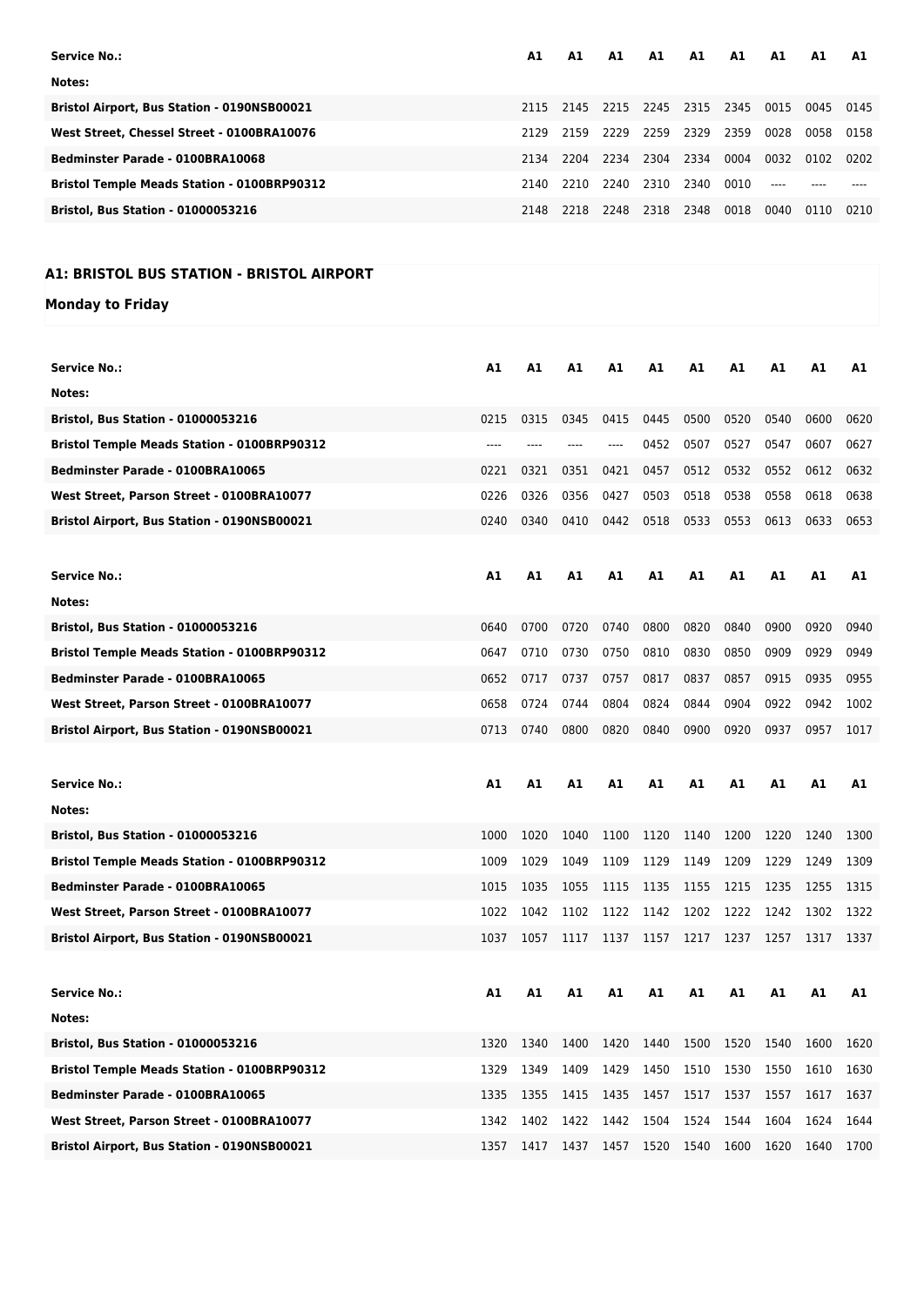| Service No.: | A1 | A1 | A1 | A1 | A1 | A1 | A1 | A1 | A1 |
|---|---|---|---|---|---|---|---|---|---|
| Notes: | | | | | | | | | |
| Bristol Airport, Bus Station - 0190NSB00021 | 2115 | 2145 | 2215 | 2245 | 2315 | 2345 | 0015 | 0045 | 0145 |
| West Street, Chessel Street - 0100BRA10076 | 2129 | 2159 | 2229 | 2259 | 2329 | 2359 | 0028 | 0058 | 0158 |
| Bedminster Parade - 0100BRA10068 | 2134 | 2204 | 2234 | 2304 | 2334 | 0004 | 0032 | 0102 | 0202 |
| Bristol Temple Meads Station - 0100BRP90312 | 2140 | 2210 | 2240 | 2310 | 2340 | 0010 | ---- | ---- | ---- |
| Bristol, Bus Station - 01000053216 | 2148 | 2218 | 2248 | 2318 | 2348 | 0018 | 0040 | 0110 | 0210 |

## A1: BRISTOL BUS STATION - BRISTOL AIRPORT

### Monday to Friday

| Service No.: | A1 | A1 | A1 | A1 | A1 | A1 | A1 | A1 | A1 | A1 |
|---|---|---|---|---|---|---|---|---|---|---|
| Notes: | | | | | | | | | | |
| Bristol, Bus Station - 01000053216 | 0215 | 0315 | 0345 | 0415 | 0445 | 0500 | 0520 | 0540 | 0600 | 0620 |
| Bristol Temple Meads Station - 0100BRP90312 | ---- | ---- | ---- | ---- | 0452 | 0507 | 0527 | 0547 | 0607 | 0627 |
| Bedminster Parade - 0100BRA10065 | 0221 | 0321 | 0351 | 0421 | 0457 | 0512 | 0532 | 0552 | 0612 | 0632 |
| West Street, Parson Street - 0100BRA10077 | 0226 | 0326 | 0356 | 0427 | 0503 | 0518 | 0538 | 0558 | 0618 | 0638 |
| Bristol Airport, Bus Station - 0190NSB00021 | 0240 | 0340 | 0410 | 0442 | 0518 | 0533 | 0553 | 0613 | 0633 | 0653 |

| Service No.: | A1 | A1 | A1 | A1 | A1 | A1 | A1 | A1 | A1 | A1 |
|---|---|---|---|---|---|---|---|---|---|---|
| Notes: | | | | | | | | | | |
| Bristol, Bus Station - 01000053216 | 0640 | 0700 | 0720 | 0740 | 0800 | 0820 | 0840 | 0900 | 0920 | 0940 |
| Bristol Temple Meads Station - 0100BRP90312 | 0647 | 0710 | 0730 | 0750 | 0810 | 0830 | 0850 | 0909 | 0929 | 0949 |
| Bedminster Parade - 0100BRA10065 | 0652 | 0717 | 0737 | 0757 | 0817 | 0837 | 0857 | 0915 | 0935 | 0955 |
| West Street, Parson Street - 0100BRA10077 | 0658 | 0724 | 0744 | 0804 | 0824 | 0844 | 0904 | 0922 | 0942 | 1002 |
| Bristol Airport, Bus Station - 0190NSB00021 | 0713 | 0740 | 0800 | 0820 | 0840 | 0900 | 0920 | 0937 | 0957 | 1017 |

| Service No.: | A1 | A1 | A1 | A1 | A1 | A1 | A1 | A1 | A1 | A1 |
|---|---|---|---|---|---|---|---|---|---|---|
| Notes: | | | | | | | | | | |
| Bristol, Bus Station - 01000053216 | 1000 | 1020 | 1040 | 1100 | 1120 | 1140 | 1200 | 1220 | 1240 | 1300 |
| Bristol Temple Meads Station - 0100BRP90312 | 1009 | 1029 | 1049 | 1109 | 1129 | 1149 | 1209 | 1229 | 1249 | 1309 |
| Bedminster Parade - 0100BRA10065 | 1015 | 1035 | 1055 | 1115 | 1135 | 1155 | 1215 | 1235 | 1255 | 1315 |
| West Street, Parson Street - 0100BRA10077 | 1022 | 1042 | 1102 | 1122 | 1142 | 1202 | 1222 | 1242 | 1302 | 1322 |
| Bristol Airport, Bus Station - 0190NSB00021 | 1037 | 1057 | 1117 | 1137 | 1157 | 1217 | 1237 | 1257 | 1317 | 1337 |

| Service No.: | A1 | A1 | A1 | A1 | A1 | A1 | A1 | A1 | A1 | A1 |
|---|---|---|---|---|---|---|---|---|---|---|
| Notes: | | | | | | | | | | |
| Bristol, Bus Station - 01000053216 | 1320 | 1340 | 1400 | 1420 | 1440 | 1500 | 1520 | 1540 | 1600 | 1620 |
| Bristol Temple Meads Station - 0100BRP90312 | 1329 | 1349 | 1409 | 1429 | 1450 | 1510 | 1530 | 1550 | 1610 | 1630 |
| Bedminster Parade - 0100BRA10065 | 1335 | 1355 | 1415 | 1435 | 1457 | 1517 | 1537 | 1557 | 1617 | 1637 |
| West Street, Parson Street - 0100BRA10077 | 1342 | 1402 | 1422 | 1442 | 1504 | 1524 | 1544 | 1604 | 1624 | 1644 |
| Bristol Airport, Bus Station - 0190NSB00021 | 1357 | 1417 | 1437 | 1457 | 1520 | 1540 | 1600 | 1620 | 1640 | 1700 |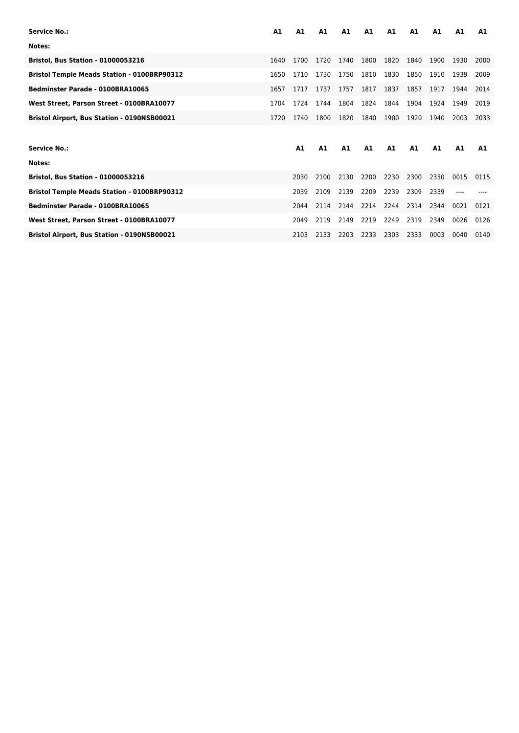| Service No.: | A1 | A1 | A1 | A1 | A1 | A1 | A1 | A1 | A1 | A1 |
|---|---|---|---|---|---|---|---|---|---|---|
| Notes: | | | | | | | | | | |
| Bristol, Bus Station - 01000053216 | 1640 | 1700 | 1720 | 1740 | 1800 | 1820 | 1840 | 1900 | 1930 | 2000 |
| Bristol Temple Meads Station - 0100BRP90312 | 1650 | 1710 | 1730 | 1750 | 1810 | 1830 | 1850 | 1910 | 1939 | 2009 |
| Bedminster Parade - 0100BRA10065 | 1657 | 1717 | 1737 | 1757 | 1817 | 1837 | 1857 | 1917 | 1944 | 2014 |
| West Street, Parson Street - 0100BRA10077 | 1704 | 1724 | 1744 | 1804 | 1824 | 1844 | 1904 | 1924 | 1949 | 2019 |
| Bristol Airport, Bus Station - 0190NSB00021 | 1720 | 1740 | 1800 | 1820 | 1840 | 1900 | 1920 | 1940 | 2003 | 2033 |

| Service No.: | A1 | A1 | A1 | A1 | A1 | A1 | A1 | A1 | A1 |
|---|---|---|---|---|---|---|---|---|---|
| Notes: | | | | | | | | | |
| Bristol, Bus Station - 01000053216 | 2030 | 2100 | 2130 | 2200 | 2230 | 2300 | 2330 | 0015 | 0115 |
| Bristol Temple Meads Station - 0100BRP90312 | 2039 | 2109 | 2139 | 2209 | 2239 | 2309 | 2339 | ---- | ---- |
| Bedminster Parade - 0100BRA10065 | 2044 | 2114 | 2144 | 2214 | 2244 | 2314 | 2344 | 0021 | 0121 |
| West Street, Parson Street - 0100BRA10077 | 2049 | 2119 | 2149 | 2219 | 2249 | 2319 | 2349 | 0026 | 0126 |
| Bristol Airport, Bus Station - 0190NSB00021 | 2103 | 2133 | 2203 | 2233 | 2303 | 2333 | 0003 | 0040 | 0140 |